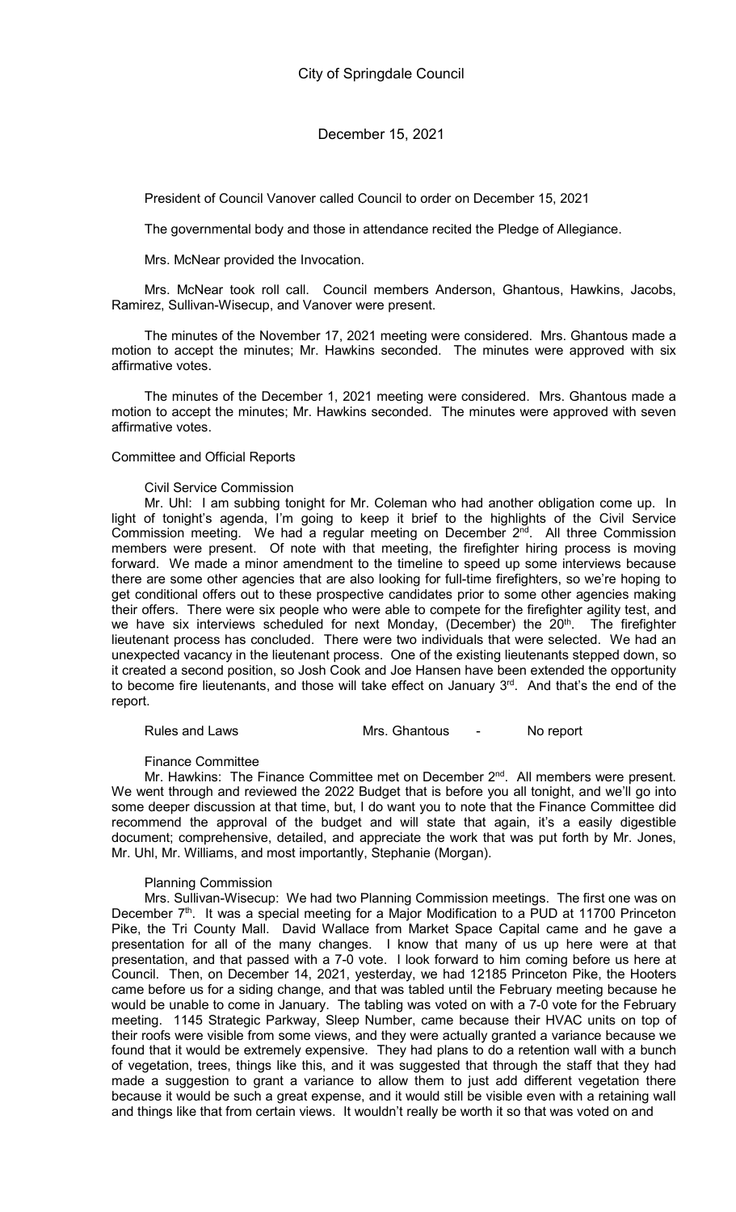# City of Springdale Council

## December 15, 2021

President of Council Vanover called Council to order on December 15, 2021

The governmental body and those in attendance recited the Pledge of Allegiance.

Mrs. McNear provided the Invocation.

Mrs. McNear took roll call. Council members Anderson, Ghantous, Hawkins, Jacobs, Ramirez, Sullivan-Wisecup, and Vanover were present.

The minutes of the November 17, 2021 meeting were considered. Mrs. Ghantous made a motion to accept the minutes; Mr. Hawkins seconded. The minutes were approved with six affirmative votes.

The minutes of the December 1, 2021 meeting were considered. Mrs. Ghantous made a motion to accept the minutes; Mr. Hawkins seconded. The minutes were approved with seven affirmative votes.

Committee and Official Reports

Civil Service Commission

Mr. Uhl: I am subbing tonight for Mr. Coleman who had another obligation come up. In light of tonight's agenda, I'm going to keep it brief to the highlights of the Civil Service Commission meeting. We had a regular meeting on December 2nd. All three Commission members were present. Of note with that meeting, the firefighter hiring process is moving forward. We made a minor amendment to the timeline to speed up some interviews because there are some other agencies that are also looking for full-time firefighters, so we're hoping to get conditional offers out to these prospective candidates prior to some other agencies making their offers. There were six people who were able to compete for the firefighter agility test, and we have six interviews scheduled for next Monday, (December) the 20th. The firefighter lieutenant process has concluded. There were two individuals that were selected. We had an unexpected vacancy in the lieutenant process. One of the existing lieutenants stepped down, so it created a second position, so Josh Cook and Joe Hansen have been extended the opportunity to become fire lieutenants, and those will take effect on January 3rd. And that's the end of the report.

Rules and Laws Mrs. Ghantous - No report

Finance Committee

Mr. Hawkins: The Finance Committee met on December 2nd. All members were present. We went through and reviewed the 2022 Budget that is before you all tonight, and we'll go into some deeper discussion at that time, but, I do want you to note that the Finance Committee did recommend the approval of the budget and will state that again, it's a easily digestible document; comprehensive, detailed, and appreciate the work that was put forth by Mr. Jones, Mr. Uhl, Mr. Williams, and most importantly, Stephanie (Morgan).

Planning Commission

Mrs. Sullivan-Wisecup: We had two Planning Commission meetings. The first one was on December 7th. It was a special meeting for a Major Modification to a PUD at 11700 Princeton Pike, the Tri County Mall. David Wallace from Market Space Capital came and he gave a presentation for all of the many changes. I know that many of us up here were at that presentation, and that passed with a 7-0 vote. I look forward to him coming before us here at Council. Then, on December 14, 2021, yesterday, we had 12185 Princeton Pike, the Hooters came before us for a siding change, and that was tabled until the February meeting because he would be unable to come in January. The tabling was voted on with a 7-0 vote for the February meeting. 1145 Strategic Parkway, Sleep Number, came because their HVAC units on top of their roofs were visible from some views, and they were actually granted a variance because we found that it would be extremely expensive. They had plans to do a retention wall with a bunch of vegetation, trees, things like this, and it was suggested that through the staff that they had made a suggestion to grant a variance to allow them to just add different vegetation there because it would be such a great expense, and it would still be visible even with a retaining wall and things like that from certain views. It wouldn't really be worth it so that was voted on and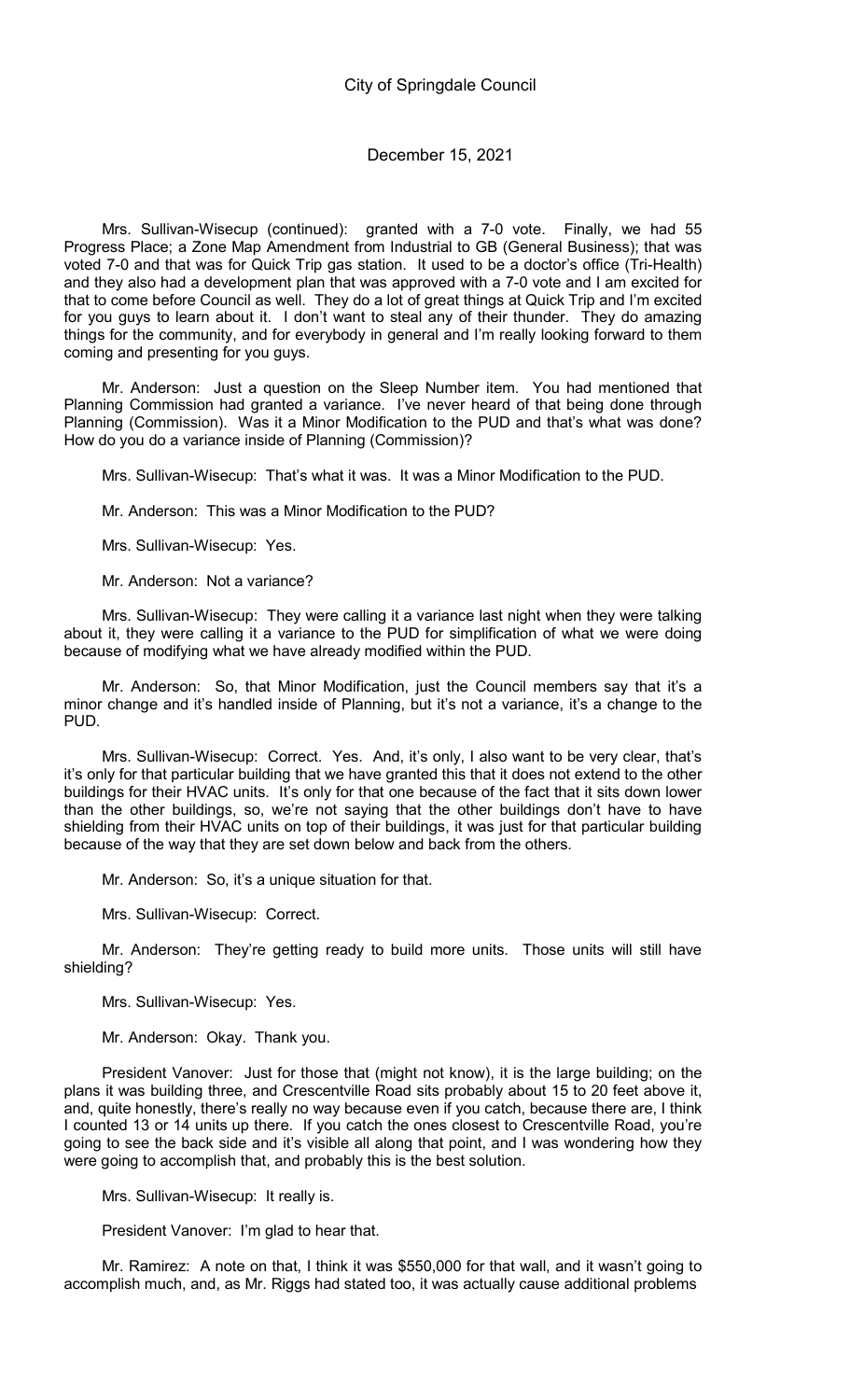Mrs. Sullivan-Wisecup (continued): granted with a 7-0 vote. Finally, we had 55 Progress Place; a Zone Map Amendment from Industrial to GB (General Business); that was voted 7-0 and that was for Quick Trip gas station. It used to be a doctor's office (Tri-Health) and they also had a development plan that was approved with a 7-0 vote and I am excited for that to come before Council as well. They do a lot of great things at Quick Trip and I'm excited for you guys to learn about it. I don't want to steal any of their thunder. They do amazing things for the community, and for everybody in general and I'm really looking forward to them coming and presenting for you guys.

Mr. Anderson: Just a question on the Sleep Number item. You had mentioned that Planning Commission had granted a variance. I've never heard of that being done through Planning (Commission). Was it a Minor Modification to the PUD and that's what was done? How do you do a variance inside of Planning (Commission)?

Mrs. Sullivan-Wisecup: That's what it was. It was a Minor Modification to the PUD.

Mr. Anderson: This was a Minor Modification to the PUD?

Mrs. Sullivan-Wisecup: Yes.

Mr. Anderson: Not a variance?

Mrs. Sullivan-Wisecup: They were calling it a variance last night when they were talking about it, they were calling it a variance to the PUD for simplification of what we were doing because of modifying what we have already modified within the PUD.

Mr. Anderson: So, that Minor Modification, just the Council members say that it's a minor change and it's handled inside of Planning, but it's not a variance, it's a change to the PUD.

Mrs. Sullivan-Wisecup: Correct. Yes. And, it's only, I also want to be very clear, that's it's only for that particular building that we have granted this that it does not extend to the other buildings for their HVAC units. It's only for that one because of the fact that it sits down lower than the other buildings, so, we're not saying that the other buildings don't have to have shielding from their HVAC units on top of their buildings, it was just for that particular building because of the way that they are set down below and back from the others.

Mr. Anderson: So, it's a unique situation for that.

Mrs. Sullivan-Wisecup: Correct.

Mr. Anderson: They're getting ready to build more units. Those units will still have shielding?

Mrs. Sullivan-Wisecup: Yes.

Mr. Anderson: Okay. Thank you.

President Vanover: Just for those that (might not know), it is the large building; on the plans it was building three, and Crescentville Road sits probably about 15 to 20 feet above it, and, quite honestly, there's really no way because even if you catch, because there are, I think I counted 13 or 14 units up there. If you catch the ones closest to Crescentville Road, you're going to see the back side and it's visible all along that point, and I was wondering how they were going to accomplish that, and probably this is the best solution.

Mrs. Sullivan-Wisecup: It really is.

President Vanover: I'm glad to hear that.

Mr. Ramirez: A note on that, I think it was $550,000 for that wall, and it wasn't going to accomplish much, and, as Mr. Riggs had stated too, it was actually cause additional problems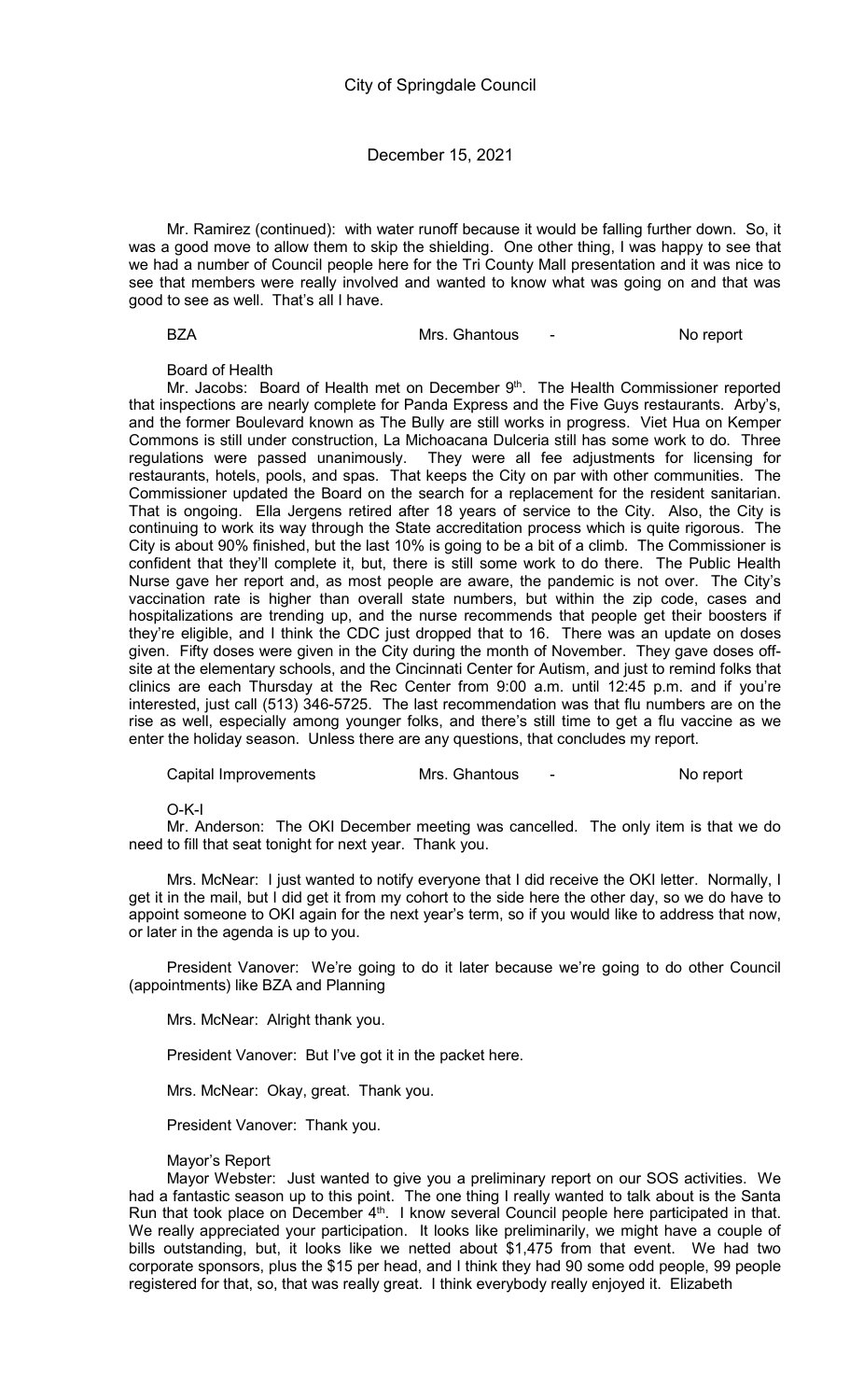Mr. Ramirez (continued): with water runoff because it would be falling further down. So, it was a good move to allow them to skip the shielding. One other thing, I was happy to see that we had a number of Council people here for the Tri County Mall presentation and it was nice to see that members were really involved and wanted to know what was going on and that was good to see as well. That's all I have.

BZA Mrs. Ghantous - No report

Board of Health

Mr. Jacobs: Board of Health met on December 9th. The Health Commissioner reported that inspections are nearly complete for Panda Express and the Five Guys restaurants. Arby's, and the former Boulevard known as The Bully are still works in progress. Viet Hua on Kemper Commons is still under construction, La Michoacana Dulceria still has some work to do. Three regulations were passed unanimously. They were all fee adjustments for licensing for restaurants, hotels, pools, and spas. That keeps the City on par with other communities. The Commissioner updated the Board on the search for a replacement for the resident sanitarian. That is ongoing. Ella Jergens retired after 18 years of service to the City. Also, the City is continuing to work its way through the State accreditation process which is quite rigorous. The City is about 90% finished, but the last 10% is going to be a bit of a climb. The Commissioner is confident that they'll complete it, but, there is still some work to do there. The Public Health Nurse gave her report and, as most people are aware, the pandemic is not over. The City's vaccination rate is higher than overall state numbers, but within the zip code, cases and hospitalizations are trending up, and the nurse recommends that people get their boosters if they're eligible, and I think the CDC just dropped that to 16. There was an update on doses given. Fifty doses were given in the City during the month of November. They gave doses off-site at the elementary schools, and the Cincinnati Center for Autism, and just to remind folks that clinics are each Thursday at the Rec Center from 9:00 a.m. until 12:45 p.m. and if you're interested, just call (513) 346-5725. The last recommendation was that flu numbers are on the rise as well, especially among younger folks, and there's still time to get a flu vaccine as we enter the holiday season. Unless there are any questions, that concludes my report.

Capital Improvements Mrs. Ghantous - No report

O-K-I

Mr. Anderson: The OKI December meeting was cancelled. The only item is that we do need to fill that seat tonight for next year. Thank you.

Mrs. McNear: I just wanted to notify everyone that I did receive the OKI letter. Normally, I get it in the mail, but I did get it from my cohort to the side here the other day, so we do have to appoint someone to OKI again for the next year's term, so if you would like to address that now, or later in the agenda is up to you.

President Vanover: We're going to do it later because we're going to do other Council (appointments) like BZA and Planning

Mrs. McNear: Alright thank you.

President Vanover: But I've got it in the packet here.

Mrs. McNear: Okay, great. Thank you.

President Vanover: Thank you.

Mayor's Report

Mayor Webster: Just wanted to give you a preliminary report on our SOS activities. We had a fantastic season up to this point. The one thing I really wanted to talk about is the Santa Run that took place on December 4th. I know several Council people here participated in that. We really appreciated your participation. It looks like preliminarily, we might have a couple of bills outstanding, but, it looks like we netted about $1,475 from that event. We had two corporate sponsors, plus the $15 per head, and I think they had 90 some odd people, 99 people registered for that, so, that was really great. I think everybody really enjoyed it. Elizabeth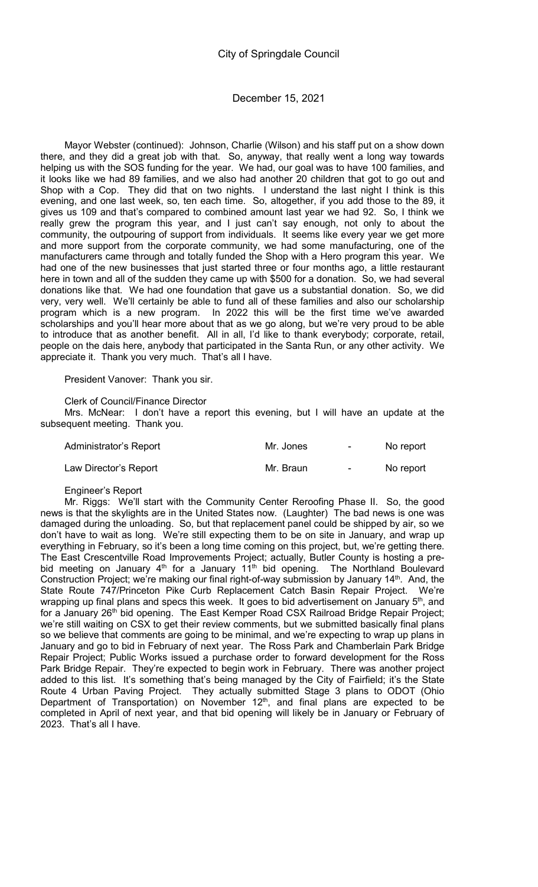Mayor Webster (continued): Johnson, Charlie (Wilson) and his staff put on a show down there, and they did a great job with that. So, anyway, that really went a long way towards helping us with the SOS funding for the year. We had, our goal was to have 100 families, and it looks like we had 89 families, and we also had another 20 children that got to go out and Shop with a Cop. They did that on two nights. I understand the last night I think is this evening, and one last week, so, ten each time. So, altogether, if you add those to the 89, it gives us 109 and that's compared to combined amount last year we had 92. So, I think we really grew the program this year, and I just can't say enough, not only to about the community, the outpouring of support from individuals. It seems like every year we get more and more support from the corporate community, we had some manufacturing, one of the manufacturers came through and totally funded the Shop with a Hero program this year. We had one of the new businesses that just started three or four months ago, a little restaurant here in town and all of the sudden they came up with $500 for a donation. So, we had several donations like that. We had one foundation that gave us a substantial donation. So, we did very, very well. We'll certainly be able to fund all of these families and also our scholarship program which is a new program. In 2022 this will be the first time we've awarded scholarships and you'll hear more about that as we go along, but we're very proud to be able to introduce that as another benefit. All in all, I'd like to thank everybody; corporate, retail, people on the dais here, anybody that participated in the Santa Run, or any other activity. We appreciate it. Thank you very much. That's all I have.

President Vanover: Thank you sir.

Clerk of Council/Finance Director

Mrs. McNear: I don't have a report this evening, but I will have an update at the subsequent meeting. Thank you.

| Administrator's Report | Mr. Jones | - | No report |
|---|---|---|---|
| Law Director's Report | Mr. Braun | - | No report |

Engineer's Report

Mr. Riggs: We'll start with the Community Center Reroofing Phase II. So, the good news is that the skylights are in the United States now. (Laughter) The bad news is one was damaged during the unloading. So, but that replacement panel could be shipped by air, so we don't have to wait as long. We're still expecting them to be on site in January, and wrap up everything in February, so it's been a long time coming on this project, but, we're getting there. The East Crescentville Road Improvements Project; actually, Butler County is hosting a pre-bid meeting on January 4th for a January 11th bid opening. The Northland Boulevard Construction Project; we're making our final right-of-way submission by January 14th. And, the State Route 747/Princeton Pike Curb Replacement Catch Basin Repair Project. We're wrapping up final plans and specs this week. It goes to bid advertisement on January 5th, and for a January 26th bid opening. The East Kemper Road CSX Railroad Bridge Repair Project; we're still waiting on CSX to get their review comments, but we submitted basically final plans so we believe that comments are going to be minimal, and we're expecting to wrap up plans in January and go to bid in February of next year. The Ross Park and Chamberlain Park Bridge Repair Project; Public Works issued a purchase order to forward development for the Ross Park Bridge Repair. They're expected to begin work in February. There was another project added to this list. It's something that's being managed by the City of Fairfield; it's the State Route 4 Urban Paving Project. They actually submitted Stage 3 plans to ODOT (Ohio Department of Transportation) on November 12th, and final plans are expected to be completed in April of next year, and that bid opening will likely be in January or February of 2023. That's all I have.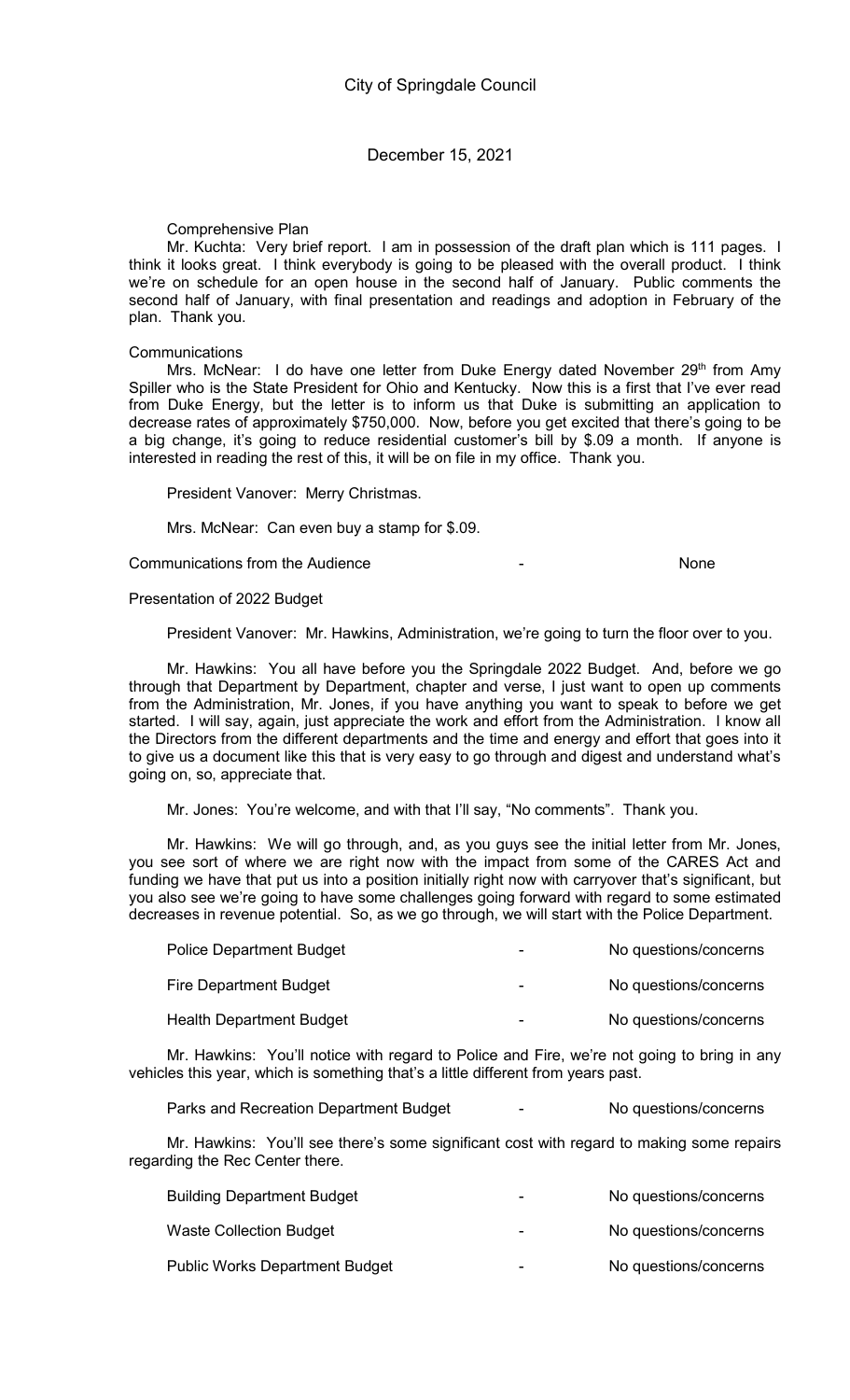Comprehensive Plan

Mr. Kuchta: Very brief report. I am in possession of the draft plan which is 111 pages. I think it looks great. I think everybody is going to be pleased with the overall product. I think we're on schedule for an open house in the second half of January. Public comments the second half of January, with final presentation and readings and adoption in February of the plan. Thank you.

Communications

Mrs. McNear: I do have one letter from Duke Energy dated November 29th from Amy Spiller who is the State President for Ohio and Kentucky. Now this is a first that I've ever read from Duke Energy, but the letter is to inform us that Duke is submitting an application to decrease rates of approximately $750,000. Now, before you get excited that there's going to be a big change, it's going to reduce residential customer's bill by $.09 a month. If anyone is interested in reading the rest of this, it will be on file in my office. Thank you.

President Vanover: Merry Christmas.

Mrs. McNear: Can even buy a stamp for $.09.

Communications from the Audience - None

Presentation of 2022 Budget

President Vanover: Mr. Hawkins, Administration, we're going to turn the floor over to you.

Mr. Hawkins: You all have before you the Springdale 2022 Budget. And, before we go through that Department by Department, chapter and verse, I just want to open up comments from the Administration, Mr. Jones, if you have anything you want to speak to before we get started. I will say, again, just appreciate the work and effort from the Administration. I know all the Directors from the different departments and the time and energy and effort that goes into it to give us a document like this that is very easy to go through and digest and understand what's going on, so, appreciate that.

Mr. Jones: You're welcome, and with that I'll say, "No comments". Thank you.

Mr. Hawkins: We will go through, and, as you guys see the initial letter from Mr. Jones, you see sort of where we are right now with the impact from some of the CARES Act and funding we have that put us into a position initially right now with carryover that's significant, but you also see we're going to have some challenges going forward with regard to some estimated decreases in revenue potential. So, as we go through, we will start with the Police Department.

Police Department Budget - No questions/concerns

Fire Department Budget - No questions/concerns

Health Department Budget - No questions/concerns

Mr. Hawkins: You'll notice with regard to Police and Fire, we're not going to bring in any vehicles this year, which is something that's a little different from years past.

Parks and Recreation Department Budget - No questions/concerns

Mr. Hawkins: You'll see there's some significant cost with regard to making some repairs regarding the Rec Center there.

Building Department Budget - No questions/concerns

Waste Collection Budget - No questions/concerns

Public Works Department Budget - No questions/concerns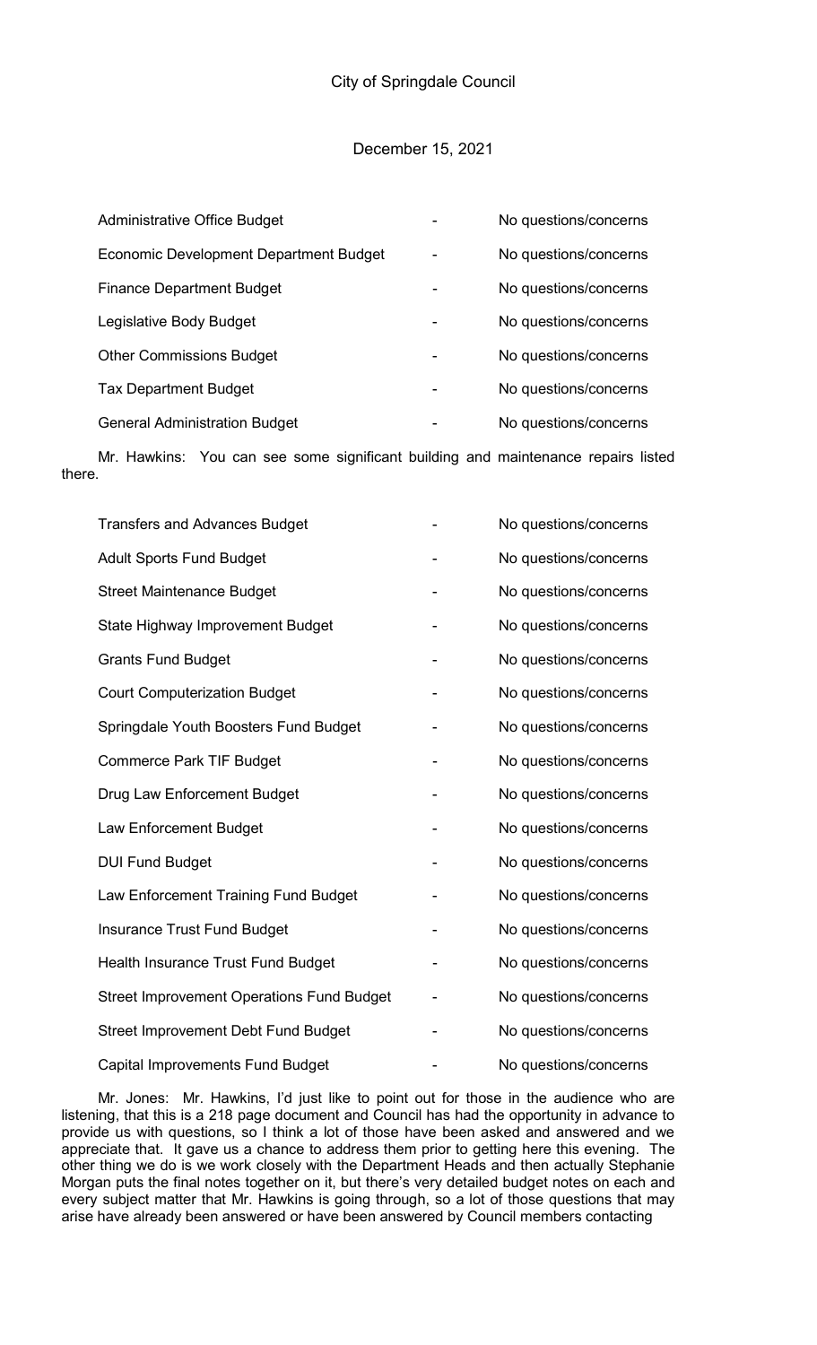City of Springdale Council

December 15, 2021

| | | |
|---|---|---|
| Administrative Office Budget | - | No questions/concerns |
| Economic Development Department Budget | - | No questions/concerns |
| Finance Department Budget | - | No questions/concerns |
| Legislative Body Budget | - | No questions/concerns |
| Other Commissions Budget | - | No questions/concerns |
| Tax Department Budget | - | No questions/concerns |
| General Administration Budget | - | No questions/concerns |

Mr. Hawkins: You can see some significant building and maintenance repairs listed there.

| | | |
|---|---|---|
| Transfers and Advances Budget | - | No questions/concerns |
| Adult Sports Fund Budget | - | No questions/concerns |
| Street Maintenance Budget | - | No questions/concerns |
| State Highway Improvement Budget | - | No questions/concerns |
| Grants Fund Budget | - | No questions/concerns |
| Court Computerization Budget | - | No questions/concerns |
| Springdale Youth Boosters Fund Budget | - | No questions/concerns |
| Commerce Park TIF Budget | - | No questions/concerns |
| Drug Law Enforcement Budget | - | No questions/concerns |
| Law Enforcement Budget | - | No questions/concerns |
| DUI Fund Budget | - | No questions/concerns |
| Law Enforcement Training Fund Budget | - | No questions/concerns |
| Insurance Trust Fund Budget | - | No questions/concerns |
| Health Insurance Trust Fund Budget | - | No questions/concerns |
| Street Improvement Operations Fund Budget | - | No questions/concerns |
| Street Improvement Debt Fund Budget | - | No questions/concerns |
| Capital Improvements Fund Budget | - | No questions/concerns |

Mr. Jones: Mr. Hawkins, I'd just like to point out for those in the audience who are listening, that this is a 218 page document and Council has had the opportunity in advance to provide us with questions, so I think a lot of those have been asked and answered and we appreciate that. It gave us a chance to address them prior to getting here this evening. The other thing we do is we work closely with the Department Heads and then actually Stephanie Morgan puts the final notes together on it, but there's very detailed budget notes on each and every subject matter that Mr. Hawkins is going through, so a lot of those questions that may arise have already been answered or have been answered by Council members contacting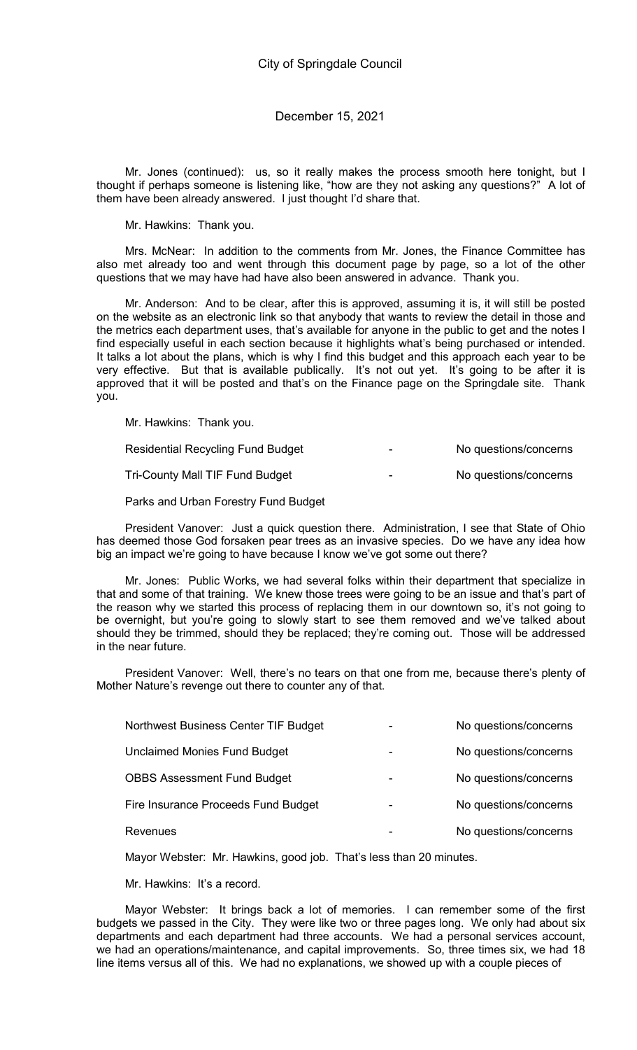Mr. Jones (continued): us, so it really makes the process smooth here tonight, but I thought if perhaps someone is listening like, "how are they not asking any questions?" A lot of them have been already answered. I just thought I'd share that.

Mr. Hawkins: Thank you.

Mrs. McNear: In addition to the comments from Mr. Jones, the Finance Committee has also met already too and went through this document page by page, so a lot of the other questions that we may have had have also been answered in advance. Thank you.

Mr. Anderson: And to be clear, after this is approved, assuming it is, it will still be posted on the website as an electronic link so that anybody that wants to review the detail in those and the metrics each department uses, that's available for anyone in the public to get and the notes I find especially useful in each section because it highlights what's being purchased or intended. It talks a lot about the plans, which is why I find this budget and this approach each year to be very effective. But that is available publically. It's not out yet. It's going to be after it is approved that it will be posted and that's on the Finance page on the Springdale site. Thank you.

Mr. Hawkins: Thank you.

| | | |
|---|---|---|
| Residential Recycling Fund Budget | - | No questions/concerns |
| Tri-County Mall TIF Fund Budget | - | No questions/concerns |

Parks and Urban Forestry Fund Budget

President Vanover: Just a quick question there. Administration, I see that State of Ohio has deemed those God forsaken pear trees as an invasive species. Do we have any idea how big an impact we're going to have because I know we've got some out there?

Mr. Jones: Public Works, we had several folks within their department that specialize in that and some of that training. We knew those trees were going to be an issue and that's part of the reason why we started this process of replacing them in our downtown so, it's not going to be overnight, but you're going to slowly start to see them removed and we've talked about should they be trimmed, should they be replaced; they're coming out. Those will be addressed in the near future.

President Vanover: Well, there's no tears on that one from me, because there's plenty of Mother Nature's revenge out there to counter any of that.

| | | |
|---|---|---|
| Northwest Business Center TIF Budget | - | No questions/concerns |
| Unclaimed Monies Fund Budget | - | No questions/concerns |
| OBBS Assessment Fund Budget | - | No questions/concerns |
| Fire Insurance Proceeds Fund Budget | - | No questions/concerns |
| Revenues | - | No questions/concerns |

Mayor Webster: Mr. Hawkins, good job. That's less than 20 minutes.

Mr. Hawkins: It's a record.

Mayor Webster: It brings back a lot of memories. I can remember some of the first budgets we passed in the City. They were like two or three pages long. We only had about six departments and each department had three accounts. We had a personal services account, we had an operations/maintenance, and capital improvements. So, three times six, we had 18 line items versus all of this. We had no explanations, we showed up with a couple pieces of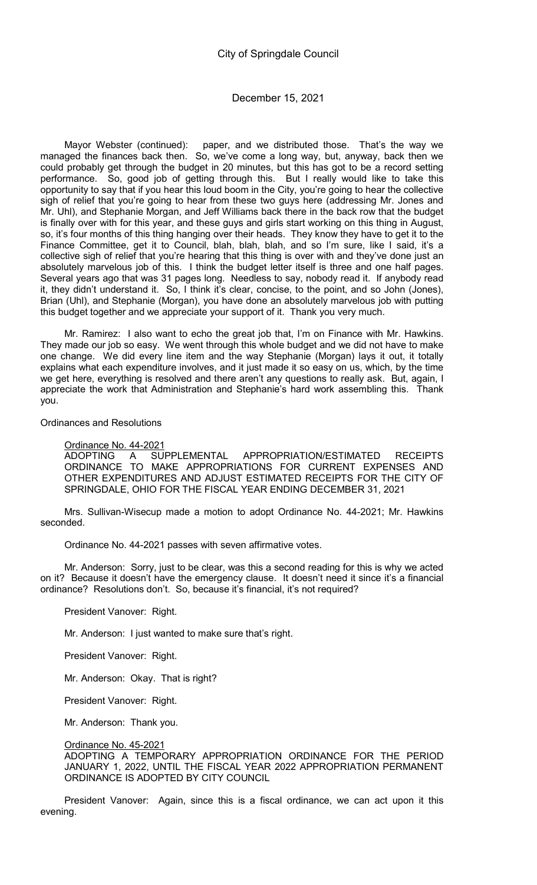Mayor Webster (continued): paper, and we distributed those. That's the way we managed the finances back then. So, we've come a long way, but, anyway, back then we could probably get through the budget in 20 minutes, but this has got to be a record setting performance. So, good job of getting through this. But I really would like to take this opportunity to say that if you hear this loud boom in the City, you're going to hear the collective sigh of relief that you're going to hear from these two guys here (addressing Mr. Jones and Mr. Uhl), and Stephanie Morgan, and Jeff Williams back there in the back row that the budget is finally over with for this year, and these guys and girls start working on this thing in August, so, it's four months of this thing hanging over their heads. They know they have to get it to the Finance Committee, get it to Council, blah, blah, blah, and so I'm sure, like I said, it's a collective sigh of relief that you're hearing that this thing is over with and they've done just an absolutely marvelous job of this. I think the budget letter itself is three and one half pages. Several years ago that was 31 pages long. Needless to say, nobody read it. If anybody read it, they didn't understand it. So, I think it's clear, concise, to the point, and so John (Jones), Brian (Uhl), and Stephanie (Morgan), you have done an absolutely marvelous job with putting this budget together and we appreciate your support of it. Thank you very much.

Mr. Ramirez: I also want to echo the great job that, I'm on Finance with Mr. Hawkins. They made our job so easy. We went through this whole budget and we did not have to make one change. We did every line item and the way Stephanie (Morgan) lays it out, it totally explains what each expenditure involves, and it just made it so easy on us, which, by the time we get here, everything is resolved and there aren't any questions to really ask. But, again, I appreciate the work that Administration and Stephanie's hard work assembling this. Thank you.

Ordinances and Resolutions

Ordinance No. 44-2021

ADOPTING A SUPPLEMENTAL APPROPRIATION/ESTIMATED RECEIPTS ORDINANCE TO MAKE APPROPRIATIONS FOR CURRENT EXPENSES AND OTHER EXPENDITURES AND ADJUST ESTIMATED RECEIPTS FOR THE CITY OF SPRINGDALE, OHIO FOR THE FISCAL YEAR ENDING DECEMBER 31, 2021

Mrs. Sullivan-Wisecup made a motion to adopt Ordinance No. 44-2021; Mr. Hawkins seconded.

Ordinance No. 44-2021 passes with seven affirmative votes.

Mr. Anderson: Sorry, just to be clear, was this a second reading for this is why we acted on it? Because it doesn't have the emergency clause. It doesn't need it since it's a financial ordinance? Resolutions don't. So, because it's financial, it's not required?

President Vanover: Right.

Mr. Anderson: I just wanted to make sure that's right.

President Vanover: Right.

Mr. Anderson: Okay. That is right?

President Vanover: Right.

Mr. Anderson: Thank you.

Ordinance No. 45-2021

ADOPTING A TEMPORARY APPROPRIATION ORDINANCE FOR THE PERIOD JANUARY 1, 2022, UNTIL THE FISCAL YEAR 2022 APPROPRIATION PERMANENT ORDINANCE IS ADOPTED BY CITY COUNCIL

President Vanover: Again, since this is a fiscal ordinance, we can act upon it this evening.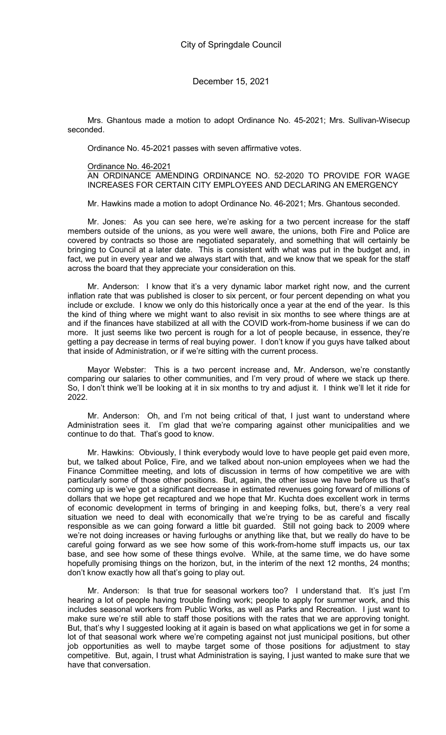Mrs. Ghantous made a motion to adopt Ordinance No. 45-2021; Mrs. Sullivan-Wisecup seconded.

Ordinance No. 45-2021 passes with seven affirmative votes.

Ordinance No. 46-2021
AN ORDINANCE AMENDING ORDINANCE NO. 52-2020 TO PROVIDE FOR WAGE INCREASES FOR CERTAIN CITY EMPLOYEES AND DECLARING AN EMERGENCY

Mr. Hawkins made a motion to adopt Ordinance No. 46-2021; Mrs. Ghantous seconded.

Mr. Jones: As you can see here, we're asking for a two percent increase for the staff members outside of the unions, as you were well aware, the unions, both Fire and Police are covered by contracts so those are negotiated separately, and something that will certainly be bringing to Council at a later date. This is consistent with what was put in the budget and, in fact, we put in every year and we always start with that, and we know that we speak for the staff across the board that they appreciate your consideration on this.

Mr. Anderson: I know that it's a very dynamic labor market right now, and the current inflation rate that was published is closer to six percent, or four percent depending on what you include or exclude. I know we only do this historically once a year at the end of the year. Is this the kind of thing where we might want to also revisit in six months to see where things are at and if the finances have stabilized at all with the COVID work-from-home business if we can do more. It just seems like two percent is rough for a lot of people because, in essence, they're getting a pay decrease in terms of real buying power. I don't know if you guys have talked about that inside of Administration, or if we're sitting with the current process.

Mayor Webster: This is a two percent increase and, Mr. Anderson, we're constantly comparing our salaries to other communities, and I'm very proud of where we stack up there. So, I don't think we'll be looking at it in six months to try and adjust it. I think we'll let it ride for 2022.

Mr. Anderson: Oh, and I'm not being critical of that, I just want to understand where Administration sees it. I'm glad that we're comparing against other municipalities and we continue to do that. That's good to know.

Mr. Hawkins: Obviously, I think everybody would love to have people get paid even more, but, we talked about Police, Fire, and we talked about non-union employees when we had the Finance Committee meeting, and lots of discussion in terms of how competitive we are with particularly some of those other positions. But, again, the other issue we have before us that's coming up is we've got a significant decrease in estimated revenues going forward of millions of dollars that we hope get recaptured and we hope that Mr. Kuchta does excellent work in terms of economic development in terms of bringing in and keeping folks, but, there's a very real situation we need to deal with economically that we're trying to be as careful and fiscally responsible as we can going forward a little bit guarded. Still not going back to 2009 where we're not doing increases or having furloughs or anything like that, but we really do have to be careful going forward as we see how some of this work-from-home stuff impacts us, our tax base, and see how some of these things evolve. While, at the same time, we do have some hopefully promising things on the horizon, but, in the interim of the next 12 months, 24 months; don't know exactly how all that's going to play out.

Mr. Anderson: Is that true for seasonal workers too? I understand that. It's just I'm hearing a lot of people having trouble finding work; people to apply for summer work, and this includes seasonal workers from Public Works, as well as Parks and Recreation. I just want to make sure we're still able to staff those positions with the rates that we are approving tonight. But, that's why I suggested looking at it again is based on what applications we get in for some a lot of that seasonal work where we're competing against not just municipal positions, but other job opportunities as well to maybe target some of those positions for adjustment to stay competitive. But, again, I trust what Administration is saying, I just wanted to make sure that we have that conversation.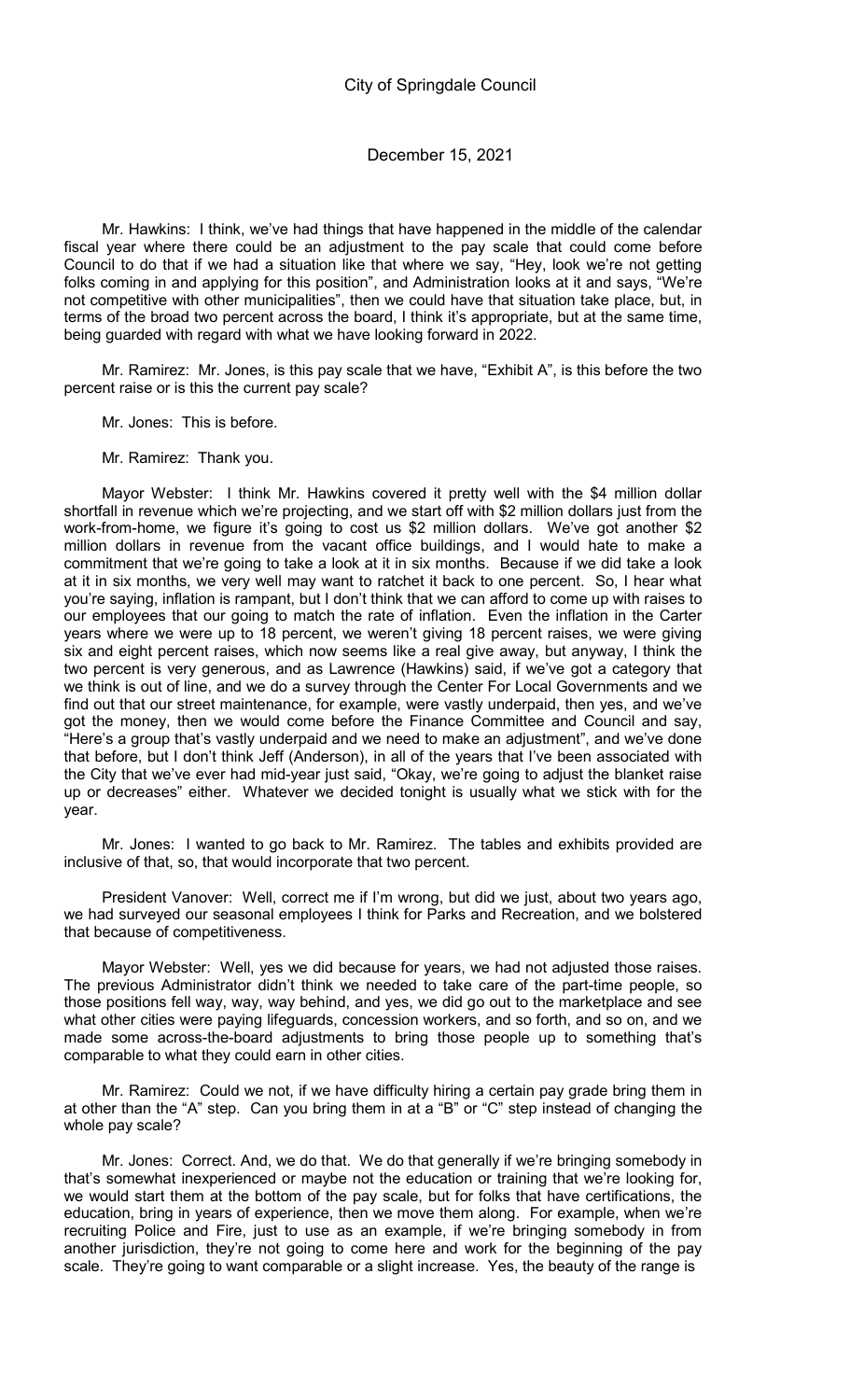Mr. Hawkins: I think, we've had things that have happened in the middle of the calendar fiscal year where there could be an adjustment to the pay scale that could come before Council to do that if we had a situation like that where we say, "Hey, look we're not getting folks coming in and applying for this position", and Administration looks at it and says, "We're not competitive with other municipalities", then we could have that situation take place, but, in terms of the broad two percent across the board, I think it's appropriate, but at the same time, being guarded with regard with what we have looking forward in 2022.

Mr. Ramirez: Mr. Jones, is this pay scale that we have, "Exhibit A", is this before the two percent raise or is this the current pay scale?

Mr. Jones: This is before.

Mr. Ramirez: Thank you.

Mayor Webster: I think Mr. Hawkins covered it pretty well with the $4 million dollar shortfall in revenue which we're projecting, and we start off with $2 million dollars just from the work-from-home, we figure it's going to cost us $2 million dollars. We've got another $2 million dollars in revenue from the vacant office buildings, and I would hate to make a commitment that we're going to take a look at it in six months. Because if we did take a look at it in six months, we very well may want to ratchet it back to one percent. So, I hear what you're saying, inflation is rampant, but I don't think that we can afford to come up with raises to our employees that our going to match the rate of inflation. Even the inflation in the Carter years where we were up to 18 percent, we weren't giving 18 percent raises, we were giving six and eight percent raises, which now seems like a real give away, but anyway, I think the two percent is very generous, and as Lawrence (Hawkins) said, if we've got a category that we think is out of line, and we do a survey through the Center For Local Governments and we find out that our street maintenance, for example, were vastly underpaid, then yes, and we've got the money, then we would come before the Finance Committee and Council and say, "Here's a group that's vastly underpaid and we need to make an adjustment", and we've done that before, but I don't think Jeff (Anderson), in all of the years that I've been associated with the City that we've ever had mid-year just said, "Okay, we're going to adjust the blanket raise up or decreases" either. Whatever we decided tonight is usually what we stick with for the year.

Mr. Jones: I wanted to go back to Mr. Ramirez. The tables and exhibits provided are inclusive of that, so, that would incorporate that two percent.

President Vanover: Well, correct me if I'm wrong, but did we just, about two years ago, we had surveyed our seasonal employees I think for Parks and Recreation, and we bolstered that because of competitiveness.

Mayor Webster: Well, yes we did because for years, we had not adjusted those raises. The previous Administrator didn't think we needed to take care of the part-time people, so those positions fell way, way, way behind, and yes, we did go out to the marketplace and see what other cities were paying lifeguards, concession workers, and so forth, and so on, and we made some across-the-board adjustments to bring those people up to something that's comparable to what they could earn in other cities.

Mr. Ramirez: Could we not, if we have difficulty hiring a certain pay grade bring them in at other than the "A" step. Can you bring them in at a "B" or "C" step instead of changing the whole pay scale?

Mr. Jones: Correct. And, we do that. We do that generally if we're bringing somebody in that's somewhat inexperienced or maybe not the education or training that we're looking for, we would start them at the bottom of the pay scale, but for folks that have certifications, the education, bring in years of experience, then we move them along. For example, when we're recruiting Police and Fire, just to use as an example, if we're bringing somebody in from another jurisdiction, they're not going to come here and work for the beginning of the pay scale. They're going to want comparable or a slight increase. Yes, the beauty of the range is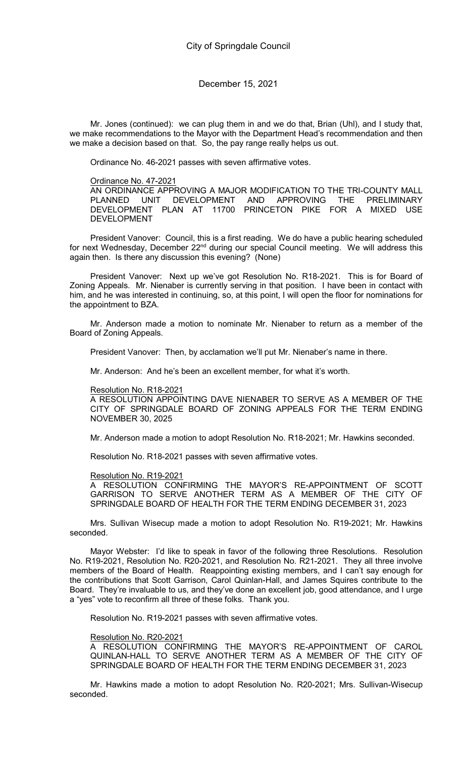Mr. Jones (continued): we can plug them in and we do that, Brian (Uhl), and I study that, we make recommendations to the Mayor with the Department Head's recommendation and then we make a decision based on that. So, the pay range really helps us out.

Ordinance No. 46-2021 passes with seven affirmative votes.

Ordinance No. 47-2021

AN ORDINANCE APPROVING A MAJOR MODIFICATION TO THE TRI-COUNTY MALL PLANNED UNIT DEVELOPMENT AND APPROVING THE PRELIMINARY DEVELOPMENT PLAN AT 11700 PRINCETON PIKE FOR A MIXED USE DEVELOPMENT

President Vanover: Council, this is a first reading. We do have a public hearing scheduled for next Wednesday, December 22nd during our special Council meeting. We will address this again then. Is there any discussion this evening? (None)

President Vanover: Next up we've got Resolution No. R18-2021. This is for Board of Zoning Appeals. Mr. Nienaber is currently serving in that position. I have been in contact with him, and he was interested in continuing, so, at this point, I will open the floor for nominations for the appointment to BZA.

Mr. Anderson made a motion to nominate Mr. Nienaber to return as a member of the Board of Zoning Appeals.

President Vanover: Then, by acclamation we'll put Mr. Nienaber's name in there.

Mr. Anderson: And he's been an excellent member, for what it's worth.

Resolution No. R18-2021

A RESOLUTION APPOINTING DAVE NIENABER TO SERVE AS A MEMBER OF THE CITY OF SPRINGDALE BOARD OF ZONING APPEALS FOR THE TERM ENDING NOVEMBER 30, 2025

Mr. Anderson made a motion to adopt Resolution No. R18-2021; Mr. Hawkins seconded.

Resolution No. R18-2021 passes with seven affirmative votes.

Resolution No. R19-2021

A RESOLUTION CONFIRMING THE MAYOR'S RE-APPOINTMENT OF SCOTT GARRISON TO SERVE ANOTHER TERM AS A MEMBER OF THE CITY OF SPRINGDALE BOARD OF HEALTH FOR THE TERM ENDING DECEMBER 31, 2023

Mrs. Sullivan Wisecup made a motion to adopt Resolution No. R19-2021; Mr. Hawkins seconded.

Mayor Webster: I'd like to speak in favor of the following three Resolutions. Resolution No. R19-2021, Resolution No. R20-2021, and Resolution No. R21-2021. They all three involve members of the Board of Health. Reappointing existing members, and I can't say enough for the contributions that Scott Garrison, Carol Quinlan-Hall, and James Squires contribute to the Board. They're invaluable to us, and they've done an excellent job, good attendance, and I urge a "yes" vote to reconfirm all three of these folks. Thank you.

Resolution No. R19-2021 passes with seven affirmative votes.

Resolution No. R20-2021

A RESOLUTION CONFIRMING THE MAYOR'S RE-APPOINTMENT OF CAROL QUINLAN-HALL TO SERVE ANOTHER TERM AS A MEMBER OF THE CITY OF SPRINGDALE BOARD OF HEALTH FOR THE TERM ENDING DECEMBER 31, 2023

Mr. Hawkins made a motion to adopt Resolution No. R20-2021; Mrs. Sullivan-Wisecup seconded.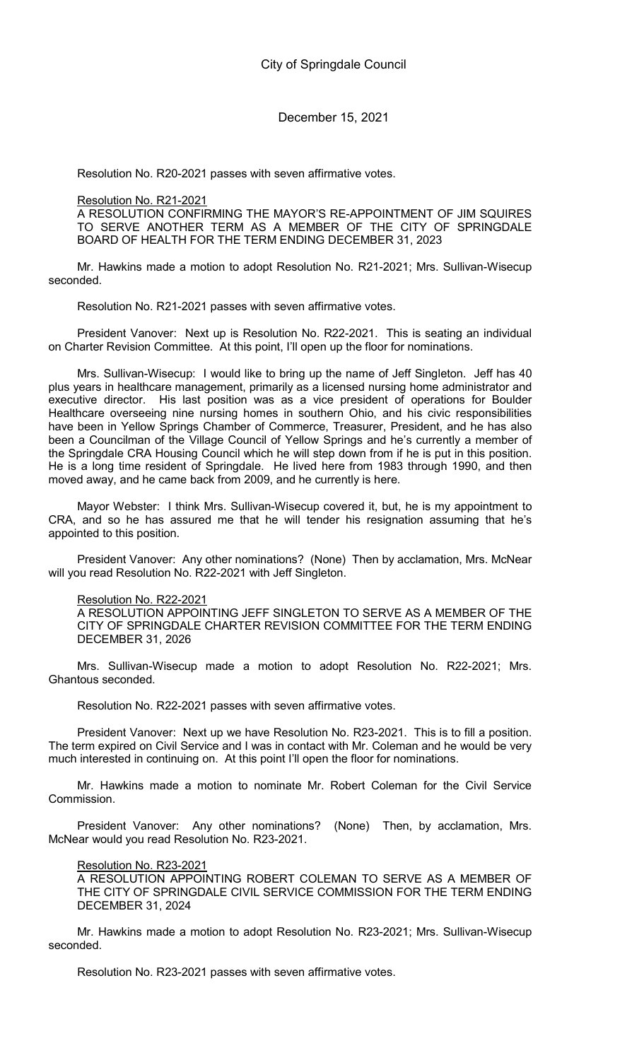Resolution No. R20-2021 passes with seven affirmative votes.

Resolution No. R21-2021
A RESOLUTION CONFIRMING THE MAYOR'S RE-APPOINTMENT OF JIM SQUIRES TO SERVE ANOTHER TERM AS A MEMBER OF THE CITY OF SPRINGDALE BOARD OF HEALTH FOR THE TERM ENDING DECEMBER 31, 2023

Mr. Hawkins made a motion to adopt Resolution No. R21-2021; Mrs. Sullivan-Wisecup seconded.

Resolution No. R21-2021 passes with seven affirmative votes.

President Vanover: Next up is Resolution No. R22-2021. This is seating an individual on Charter Revision Committee. At this point, I'll open up the floor for nominations.

Mrs. Sullivan-Wisecup: I would like to bring up the name of Jeff Singleton. Jeff has 40 plus years in healthcare management, primarily as a licensed nursing home administrator and executive director. His last position was as a vice president of operations for Boulder Healthcare overseeing nine nursing homes in southern Ohio, and his civic responsibilities have been in Yellow Springs Chamber of Commerce, Treasurer, President, and he has also been a Councilman of the Village Council of Yellow Springs and he's currently a member of the Springdale CRA Housing Council which he will step down from if he is put in this position. He is a long time resident of Springdale. He lived here from 1983 through 1990, and then moved away, and he came back from 2009, and he currently is here.

Mayor Webster: I think Mrs. Sullivan-Wisecup covered it, but, he is my appointment to CRA, and so he has assured me that he will tender his resignation assuming that he's appointed to this position.

President Vanover: Any other nominations? (None) Then by acclamation, Mrs. McNear will you read Resolution No. R22-2021 with Jeff Singleton.

Resolution No. R22-2021
A RESOLUTION APPOINTING JEFF SINGLETON TO SERVE AS A MEMBER OF THE CITY OF SPRINGDALE CHARTER REVISION COMMITTEE FOR THE TERM ENDING DECEMBER 31, 2026

Mrs. Sullivan-Wisecup made a motion to adopt Resolution No. R22-2021; Mrs. Ghantous seconded.

Resolution No. R22-2021 passes with seven affirmative votes.

President Vanover: Next up we have Resolution No. R23-2021. This is to fill a position. The term expired on Civil Service and I was in contact with Mr. Coleman and he would be very much interested in continuing on. At this point I'll open the floor for nominations.

Mr. Hawkins made a motion to nominate Mr. Robert Coleman for the Civil Service Commission.

President Vanover: Any other nominations? (None) Then, by acclamation, Mrs. McNear would you read Resolution No. R23-2021.

Resolution No. R23-2021
A RESOLUTION APPOINTING ROBERT COLEMAN TO SERVE AS A MEMBER OF THE CITY OF SPRINGDALE CIVIL SERVICE COMMISSION FOR THE TERM ENDING DECEMBER 31, 2024

Mr. Hawkins made a motion to adopt Resolution No. R23-2021; Mrs. Sullivan-Wisecup seconded.

Resolution No. R23-2021 passes with seven affirmative votes.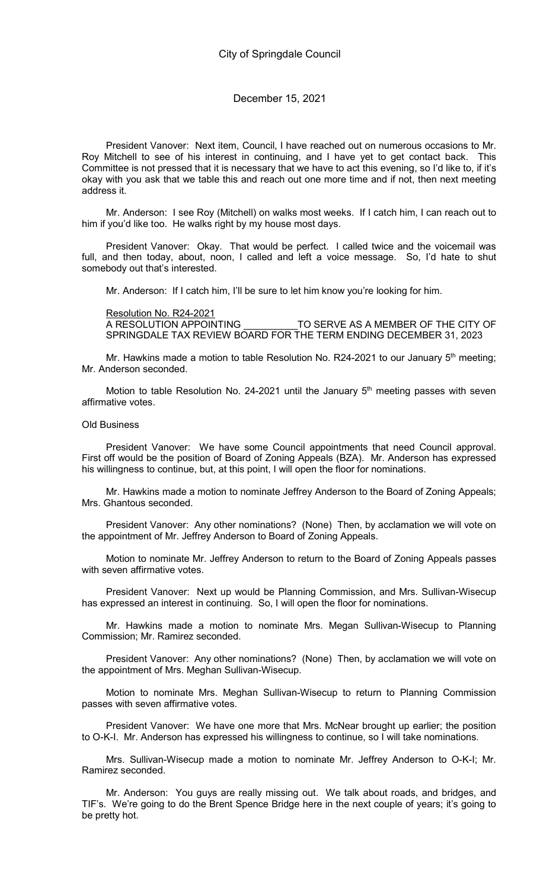President Vanover: Next item, Council, I have reached out on numerous occasions to Mr. Roy Mitchell to see of his interest in continuing, and I have yet to get contact back. This Committee is not pressed that it is necessary that we have to act this evening, so I'd like to, if it's okay with you ask that we table this and reach out one more time and if not, then next meeting address it.

Mr. Anderson: I see Roy (Mitchell) on walks most weeks. If I catch him, I can reach out to him if you'd like too. He walks right by my house most days.

President Vanover: Okay. That would be perfect. I called twice and the voicemail was full, and then today, about, noon, I called and left a voice message. So, I'd hate to shut somebody out that's interested.

Mr. Anderson: If I catch him, I'll be sure to let him know you're looking for him.

Resolution No. R24-2021
A RESOLUTION APPOINTING __________TO SERVE AS A MEMBER OF THE CITY OF SPRINGDALE TAX REVIEW BOARD FOR THE TERM ENDING DECEMBER 31, 2023

Mr. Hawkins made a motion to table Resolution No. R24-2021 to our January 5th meeting; Mr. Anderson seconded.

Motion to table Resolution No. 24-2021 until the January 5th meeting passes with seven affirmative votes.

Old Business

President Vanover: We have some Council appointments that need Council approval. First off would be the position of Board of Zoning Appeals (BZA). Mr. Anderson has expressed his willingness to continue, but, at this point, I will open the floor for nominations.

Mr. Hawkins made a motion to nominate Jeffrey Anderson to the Board of Zoning Appeals; Mrs. Ghantous seconded.

President Vanover: Any other nominations? (None) Then, by acclamation we will vote on the appointment of Mr. Jeffrey Anderson to Board of Zoning Appeals.

Motion to nominate Mr. Jeffrey Anderson to return to the Board of Zoning Appeals passes with seven affirmative votes.

President Vanover: Next up would be Planning Commission, and Mrs. Sullivan-Wisecup has expressed an interest in continuing. So, I will open the floor for nominations.

Mr. Hawkins made a motion to nominate Mrs. Megan Sullivan-Wisecup to Planning Commission; Mr. Ramirez seconded.

President Vanover: Any other nominations? (None) Then, by acclamation we will vote on the appointment of Mrs. Meghan Sullivan-Wisecup.

Motion to nominate Mrs. Meghan Sullivan-Wisecup to return to Planning Commission passes with seven affirmative votes.

President Vanover: We have one more that Mrs. McNear brought up earlier; the position to O-K-I. Mr. Anderson has expressed his willingness to continue, so I will take nominations.

Mrs. Sullivan-Wisecup made a motion to nominate Mr. Jeffrey Anderson to O-K-I; Mr. Ramirez seconded.

Mr. Anderson: You guys are really missing out. We talk about roads, and bridges, and TIF's. We're going to do the Brent Spence Bridge here in the next couple of years; it's going to be pretty hot.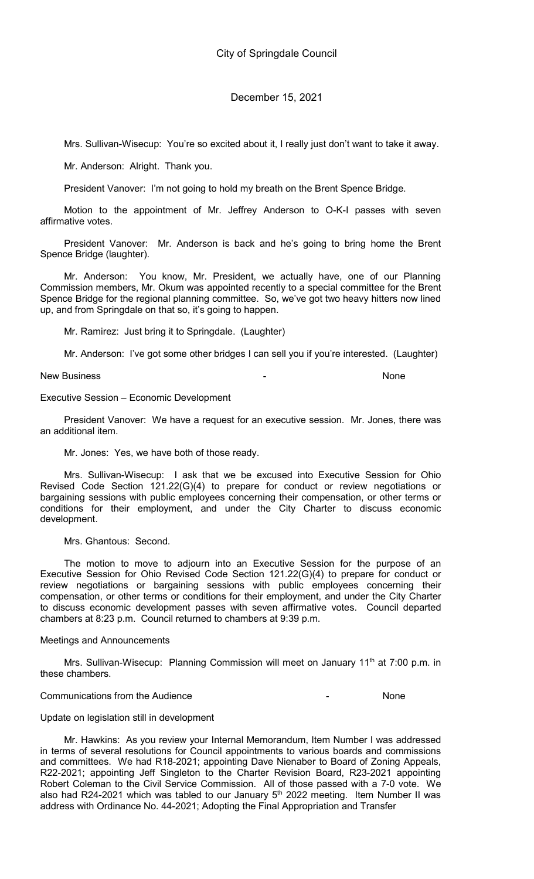Mrs. Sullivan-Wisecup: You're so excited about it, I really just don't want to take it away.

Mr. Anderson: Alright. Thank you.

President Vanover: I'm not going to hold my breath on the Brent Spence Bridge.

Motion to the appointment of Mr. Jeffrey Anderson to O-K-I passes with seven affirmative votes.

President Vanover: Mr. Anderson is back and he's going to bring home the Brent Spence Bridge (laughter).

Mr. Anderson: You know, Mr. President, we actually have, one of our Planning Commission members, Mr. Okum was appointed recently to a special committee for the Brent Spence Bridge for the regional planning committee. So, we've got two heavy hitters now lined up, and from Springdale on that so, it's going to happen.

Mr. Ramirez: Just bring it to Springdale. (Laughter)

Mr. Anderson: I've got some other bridges I can sell you if you're interested. (Laughter)

New Business - None

Executive Session – Economic Development

President Vanover: We have a request for an executive session. Mr. Jones, there was an additional item.

Mr. Jones: Yes, we have both of those ready.

Mrs. Sullivan-Wisecup: I ask that we be excused into Executive Session for Ohio Revised Code Section 121.22(G)(4) to prepare for conduct or review negotiations or bargaining sessions with public employees concerning their compensation, or other terms or conditions for their employment, and under the City Charter to discuss economic development.

Mrs. Ghantous: Second.

The motion to move to adjourn into an Executive Session for the purpose of an Executive Session for Ohio Revised Code Section 121.22(G)(4) to prepare for conduct or review negotiations or bargaining sessions with public employees concerning their compensation, or other terms or conditions for their employment, and under the City Charter to discuss economic development passes with seven affirmative votes. Council departed chambers at 8:23 p.m. Council returned to chambers at 9:39 p.m.

Meetings and Announcements

Mrs. Sullivan-Wisecup: Planning Commission will meet on January 11th at 7:00 p.m. in these chambers.

Communications from the Audience - None

Update on legislation still in development

Mr. Hawkins: As you review your Internal Memorandum, Item Number I was addressed in terms of several resolutions for Council appointments to various boards and commissions and committees. We had R18-2021; appointing Dave Nienaber to Board of Zoning Appeals, R22-2021; appointing Jeff Singleton to the Charter Revision Board, R23-2021 appointing Robert Coleman to the Civil Service Commission. All of those passed with a 7-0 vote. We also had R24-2021 which was tabled to our January 5th 2022 meeting. Item Number II was address with Ordinance No. 44-2021; Adopting the Final Appropriation and Transfer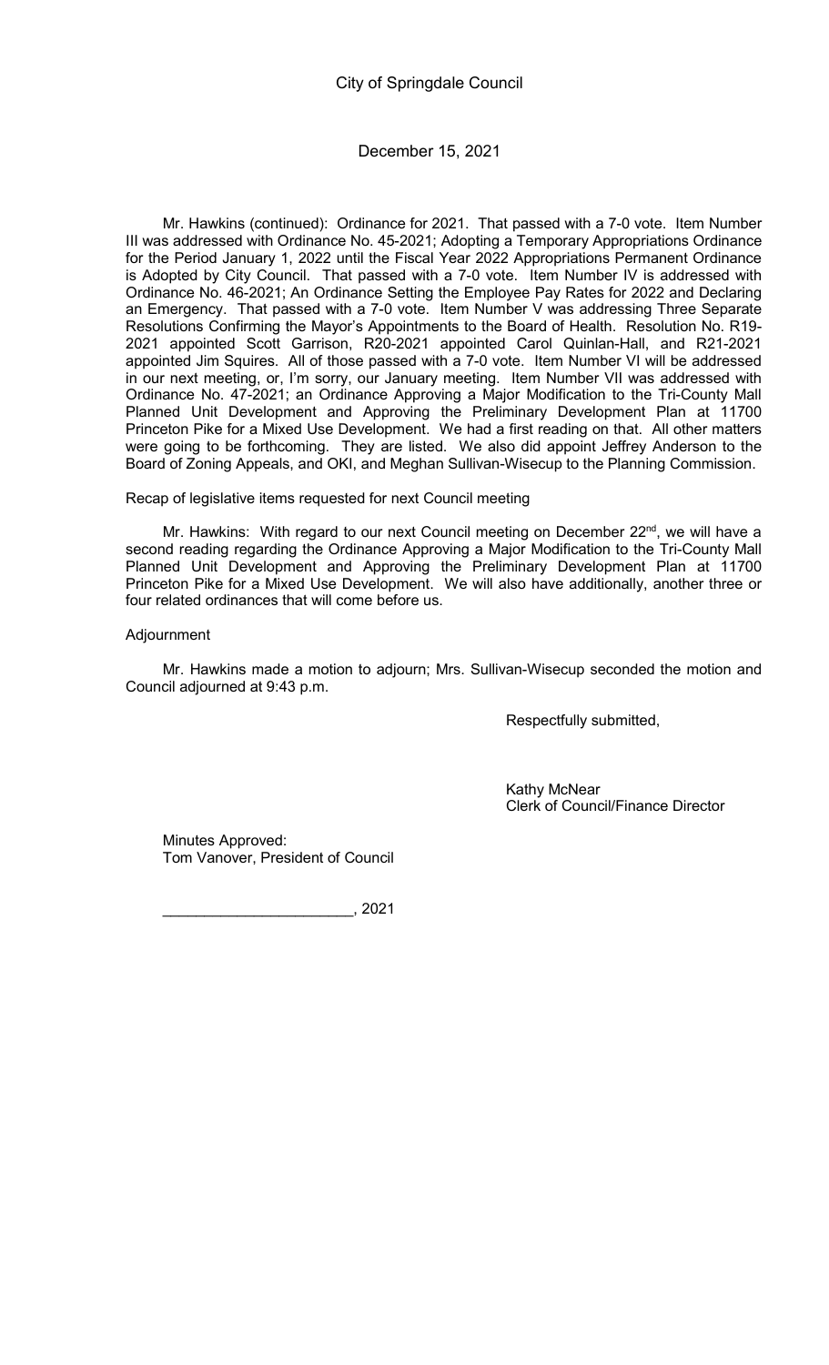Mr. Hawkins (continued): Ordinance for 2021. That passed with a 7-0 vote. Item Number III was addressed with Ordinance No. 45-2021; Adopting a Temporary Appropriations Ordinance for the Period January 1, 2022 until the Fiscal Year 2022 Appropriations Permanent Ordinance is Adopted by City Council. That passed with a 7-0 vote. Item Number IV is addressed with Ordinance No. 46-2021; An Ordinance Setting the Employee Pay Rates for 2022 and Declaring an Emergency. That passed with a 7-0 vote. Item Number V was addressing Three Separate Resolutions Confirming the Mayor's Appointments to the Board of Health. Resolution No. R19-2021 appointed Scott Garrison, R20-2021 appointed Carol Quinlan-Hall, and R21-2021 appointed Jim Squires. All of those passed with a 7-0 vote. Item Number VI will be addressed in our next meeting, or, I'm sorry, our January meeting. Item Number VII was addressed with Ordinance No. 47-2021; an Ordinance Approving a Major Modification to the Tri-County Mall Planned Unit Development and Approving the Preliminary Development Plan at 11700 Princeton Pike for a Mixed Use Development. We had a first reading on that. All other matters were going to be forthcoming. They are listed. We also did appoint Jeffrey Anderson to the Board of Zoning Appeals, and OKI, and Meghan Sullivan-Wisecup to the Planning Commission.

Recap of legislative items requested for next Council meeting

Mr. Hawkins: With regard to our next Council meeting on December 22nd, we will have a second reading regarding the Ordinance Approving a Major Modification to the Tri-County Mall Planned Unit Development and Approving the Preliminary Development Plan at 11700 Princeton Pike for a Mixed Use Development. We will also have additionally, another three or four related ordinances that will come before us.

Adjournment

Mr. Hawkins made a motion to adjourn; Mrs. Sullivan-Wisecup seconded the motion and Council adjourned at 9:43 p.m.

Respectfully submitted,

Kathy McNear
Clerk of Council/Finance Director

Minutes Approved:
Tom Vanover, President of Council

_______________________, 2021